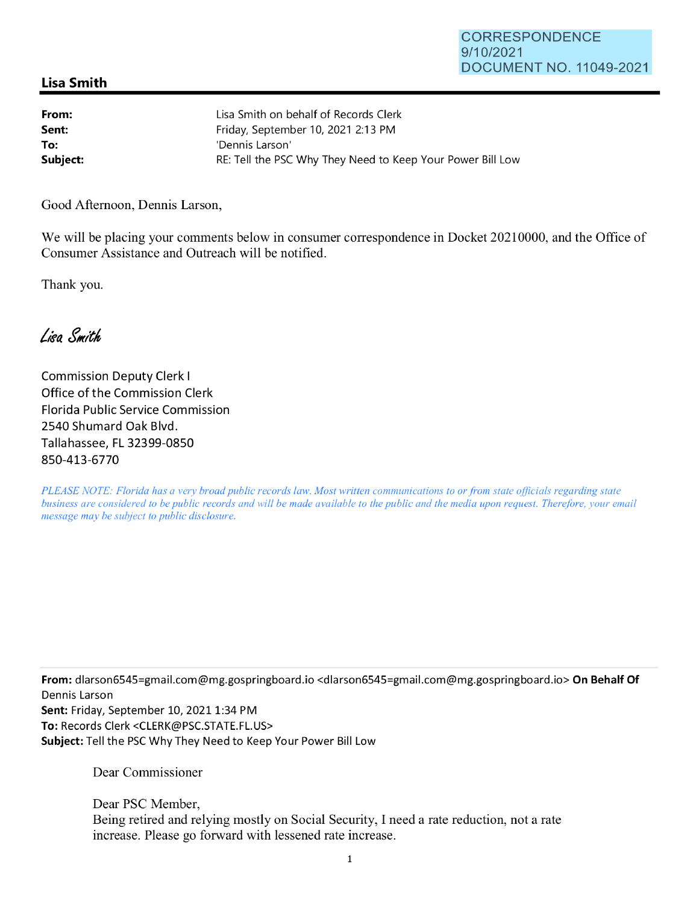CORRESPONDENCE
9/10/2021
DOCUMENT NO. 11049-2021

## Lisa Smith

| | |
|---|---|
| **From:** | Lisa Smith on behalf of Records Clerk |
| **Sent:** | Friday, September 10, 2021 2:13 PM |
| **To:** | 'Dennis Larson' |
| **Subject:** | RE: Tell the PSC Why They Need to Keep Your Power Bill Low |

Good Afternoon, Dennis Larson,

We will be placing your comments below in consumer correspondence in Docket 20210000, and the Office of Consumer Assistance and Outreach will be notified.

Thank you.

*Lisa Smith*

Commission Deputy Clerk I
Office of the Commission Clerk
Florida Public Service Commission
2540 Shumard Oak Blvd.
Tallahassee, FL 32399-0850
850-413-6770

*PLEASE NOTE: Florida has a very broad public records law. Most written communications to or from state officials regarding state business are considered to be public records and will be made available to the public and the media upon request. Therefore, your email message may be subject to public disclosure.*

---

**From:** dlarson6545=gmail.com@mg.gospringboard.io <dlarson6545=gmail.com@mg.gospringboard.io> **On Behalf Of** Dennis Larson
**Sent:** Friday, September 10, 2021 1:34 PM
**To:** Records Clerk <CLERK@PSC.STATE.FL.US>
**Subject:** Tell the PSC Why They Need to Keep Your Power Bill Low

Dear Commissioner

Dear PSC Member,
Being retired and relying mostly on Social Security, I need a rate reduction, not a rate increase. Please go forward with lessened rate increase.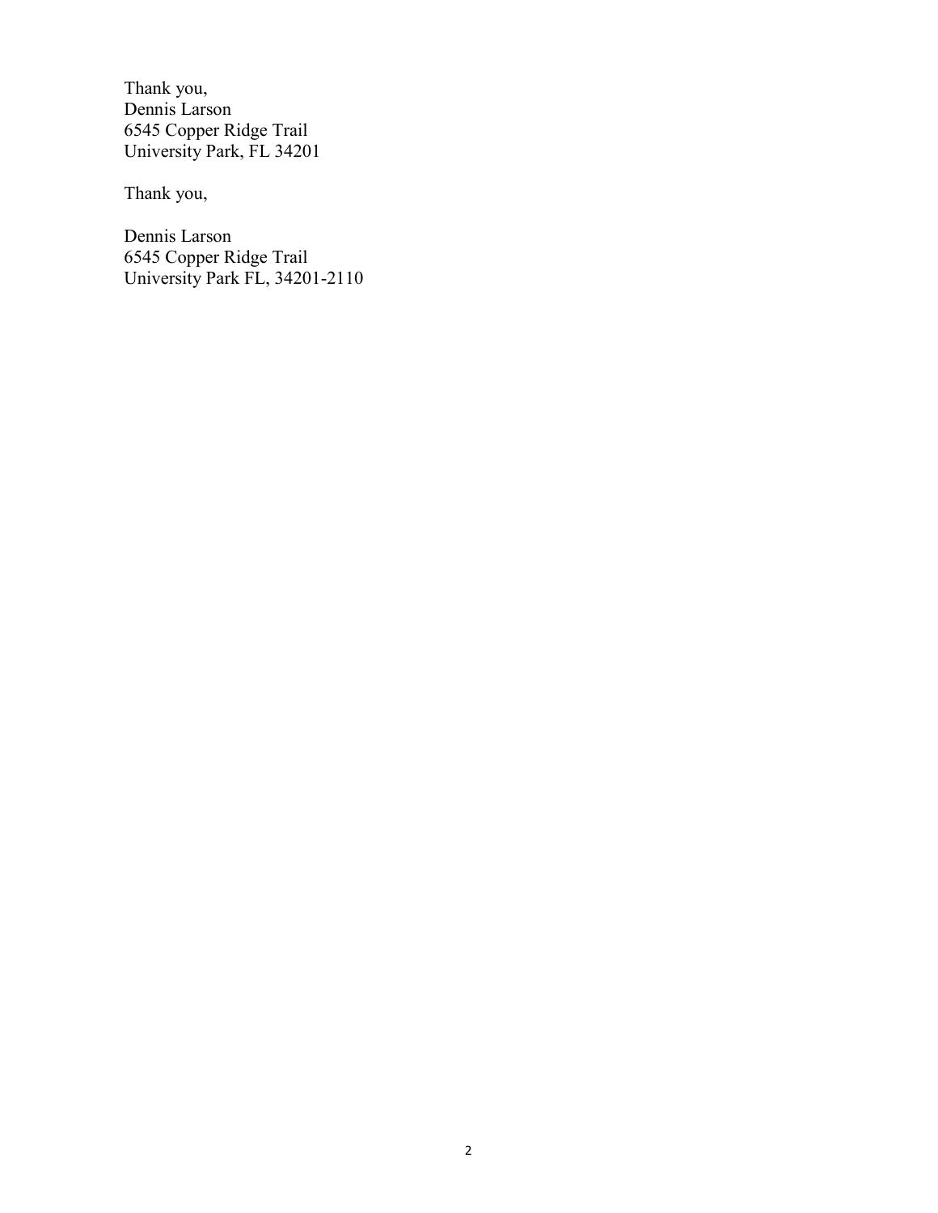Thank you,  
Dennis Larson  
6545 Copper Ridge Trail  
University Park, FL 34201

Thank you,

Dennis Larson  
6545 Copper Ridge Trail  
University Park FL, 34201-2110